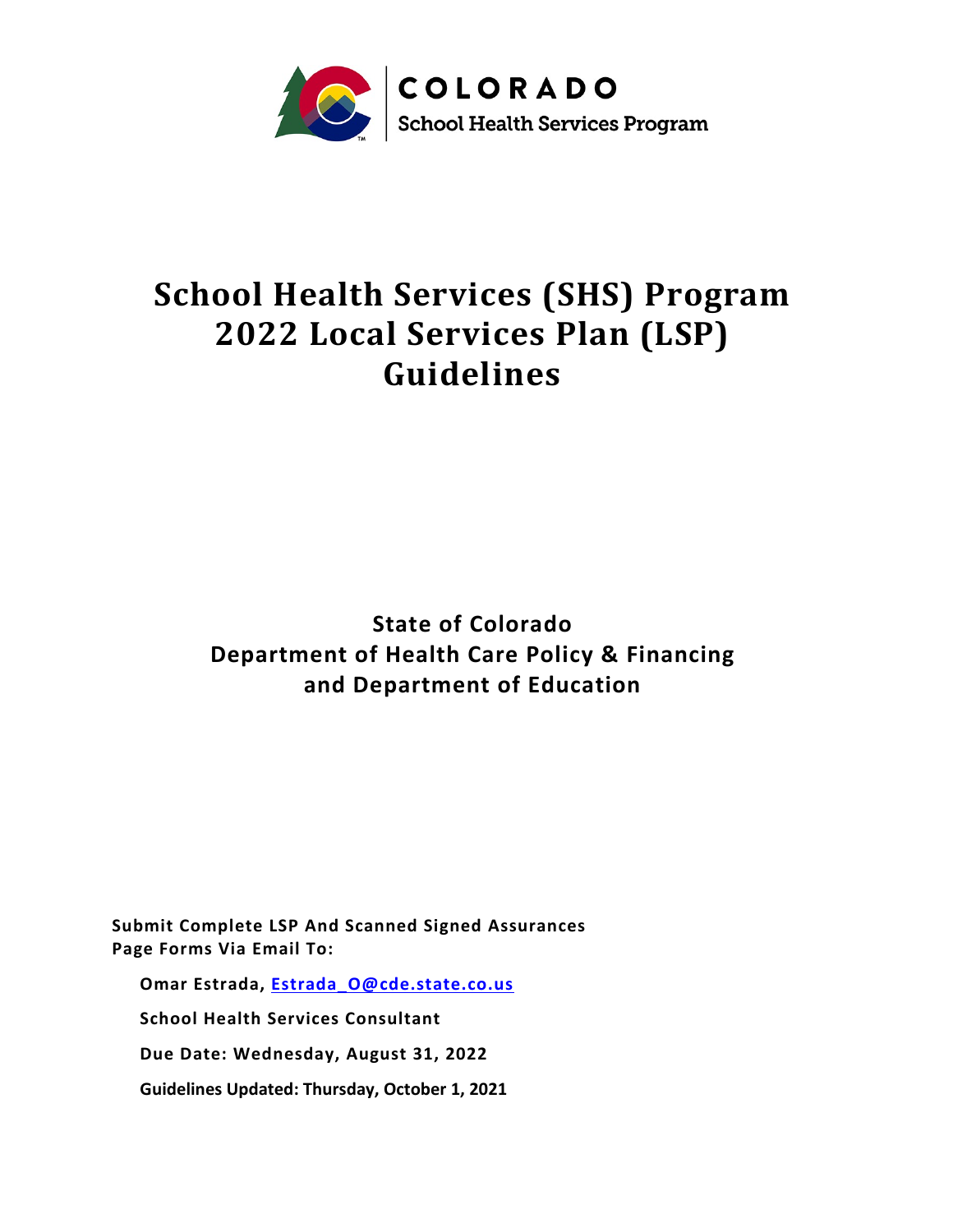COLORADO

School Health Services Program

# School Health Services (SHS) Program 2022 Local Services Plan (LSP) Guidelines

**State of Colorado**
**Department of Health Care Policy & Financing**
**and Department of Education**

**Submit Complete LSP And Scanned Signed Assurances Page Forms Via Email To:**

**Omar Estrada, [Estrada_O@cde.state.co.us](mailto:Estrada_O@cde.state.co.us)**

**School Health Services Consultant**

**Due Date: Wednesday, August 31, 2022**

**Guidelines Updated: Thursday, October 1, 2021**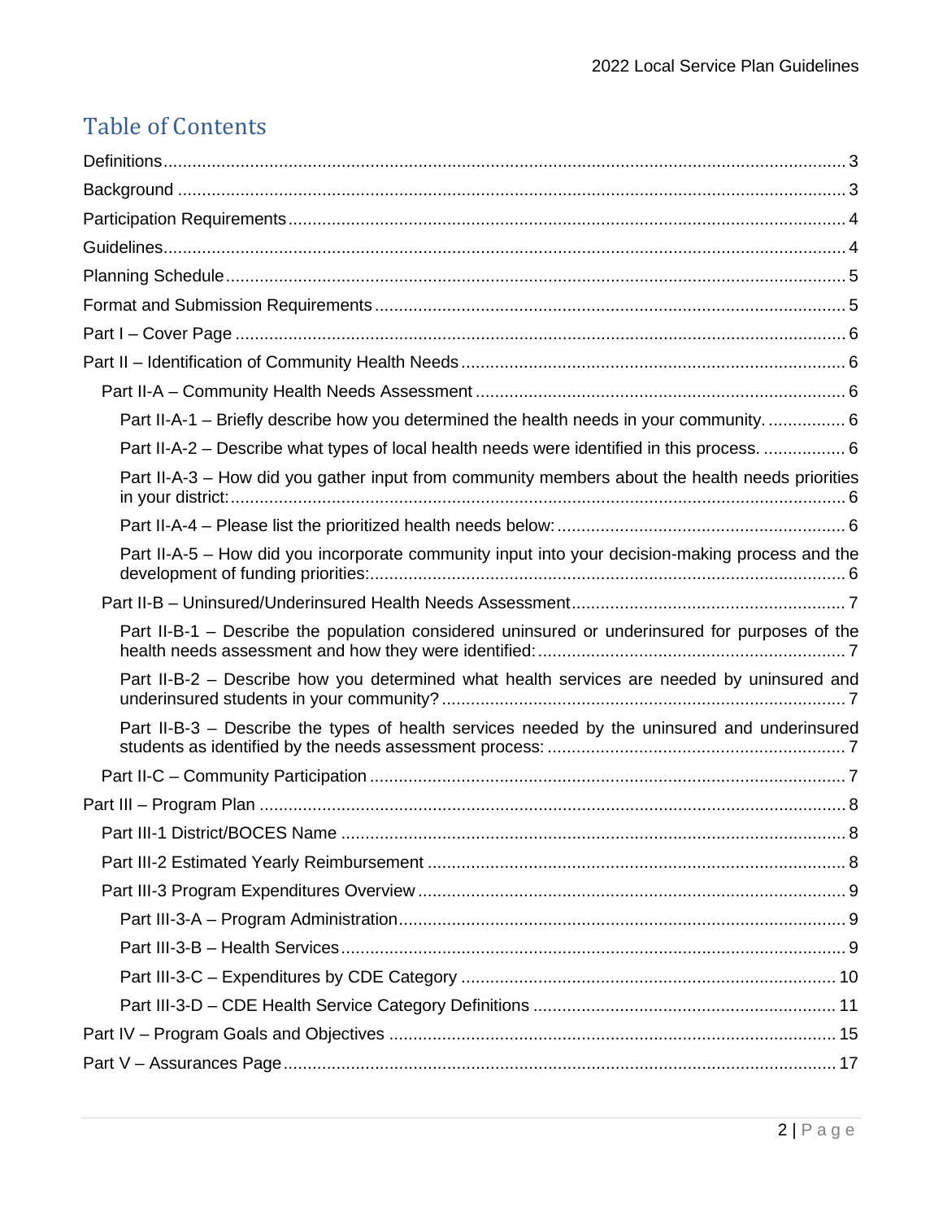# Table of Contents

Definitions .......... 3

Background .......... 3

Participation Requirements .......... 4

Guidelines .......... 4

Planning Schedule .......... 5

Format and Submission Requirements .......... 5

Part I – Cover Page .......... 6

Part II – Identification of Community Health Needs .......... 6

- Part II-A – Community Health Needs Assessment .......... 6
  - Part II-A-1 – Briefly describe how you determined the health needs in your community. .......... 6
  - Part II-A-2 – Describe what types of local health needs were identified in this process. .......... 6
  - Part II-A-3 – How did you gather input from community members about the health needs priorities in your district: .......... 6
  - Part II-A-4 – Please list the prioritized health needs below: .......... 6
  - Part II-A-5 – How did you incorporate community input into your decision-making process and the development of funding priorities: .......... 6
- Part II-B – Uninsured/Underinsured Health Needs Assessment .......... 7
  - Part II-B-1 – Describe the population considered uninsured or underinsured for purposes of the health needs assessment and how they were identified: .......... 7
  - Part II-B-2 – Describe how you determined what health services are needed by uninsured and underinsured students in your community? .......... 7
  - Part II-B-3 – Describe the types of health services needed by the uninsured and underinsured students as identified by the needs assessment process: .......... 7
- Part II-C – Community Participation .......... 7

Part III – Program Plan .......... 8

- Part III-1 District/BOCES Name .......... 8
- Part III-2 Estimated Yearly Reimbursement .......... 8
- Part III-3 Program Expenditures Overview .......... 9
  - Part III-3-A – Program Administration .......... 9
  - Part III-3-B – Health Services .......... 9
  - Part III-3-C – Expenditures by CDE Category .......... 10
  - Part III-3-D – CDE Health Service Category Definitions .......... 11

Part IV – Program Goals and Objectives .......... 15

Part V – Assurances Page .......... 17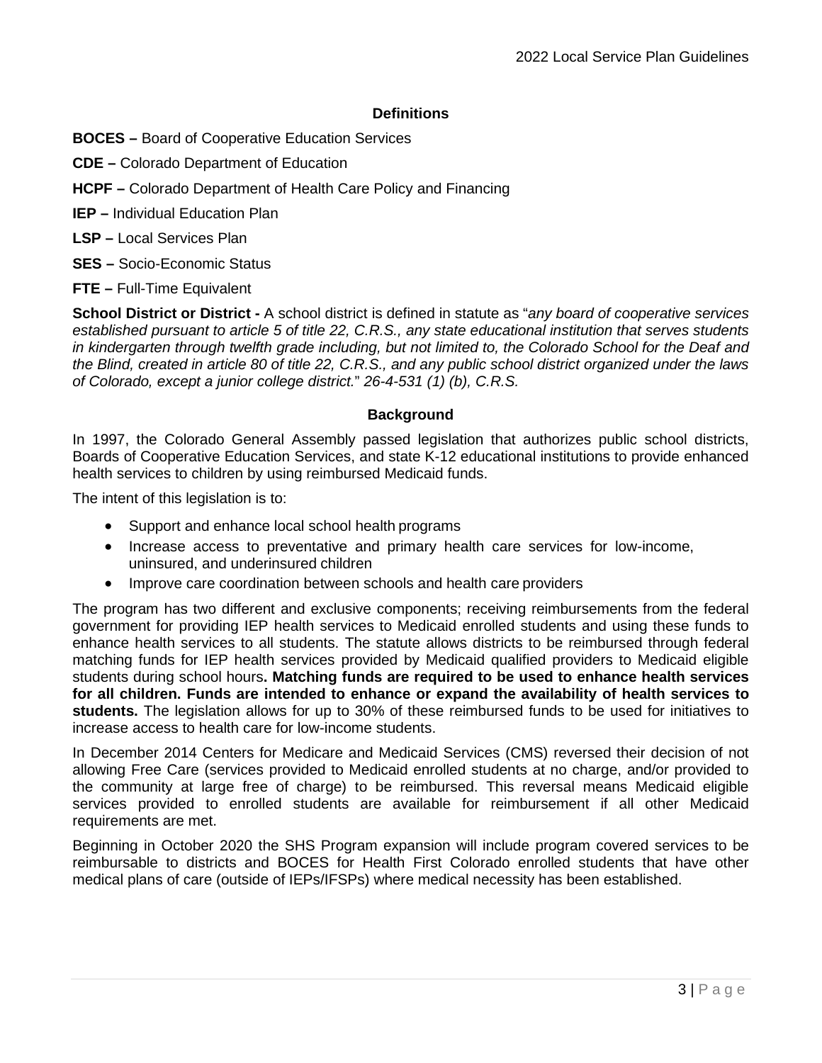## Definitions

**BOCES –** Board of Cooperative Education Services

**CDE –** Colorado Department of Education

**HCPF –** Colorado Department of Health Care Policy and Financing

**IEP –** Individual Education Plan

**LSP –** Local Services Plan

**SES –** Socio-Economic Status

**FTE –** Full-Time Equivalent

**School District or District -** A school district is defined in statute as "*any board of cooperative services established pursuant to article 5 of title 22, C.R.S., any state educational institution that serves students in kindergarten through twelfth grade including, but not limited to, the Colorado School for the Deaf and the Blind, created in article 80 of title 22, C.R.S., and any public school district organized under the laws of Colorado, except a junior college district.*" *26-4-531 (1) (b), C.R.S.*

## Background

In 1997, the Colorado General Assembly passed legislation that authorizes public school districts, Boards of Cooperative Education Services, and state K-12 educational institutions to provide enhanced health services to children by using reimbursed Medicaid funds.

The intent of this legislation is to:

- Support and enhance local school health programs
- Increase access to preventative and primary health care services for low-income, uninsured, and underinsured children
- Improve care coordination between schools and health care providers

The program has two different and exclusive components; receiving reimbursements from the federal government for providing IEP health services to Medicaid enrolled students and using these funds to enhance health services to all students. The statute allows districts to be reimbursed through federal matching funds for IEP health services provided by Medicaid qualified providers to Medicaid eligible students during school hours**. Matching funds are required to be used to enhance health services for all children. Funds are intended to enhance or expand the availability of health services to students.** The legislation allows for up to 30% of these reimbursed funds to be used for initiatives to increase access to health care for low-income students.

In December 2014 Centers for Medicare and Medicaid Services (CMS) reversed their decision of not allowing Free Care (services provided to Medicaid enrolled students at no charge, and/or provided to the community at large free of charge) to be reimbursed. This reversal means Medicaid eligible services provided to enrolled students are available for reimbursement if all other Medicaid requirements are met.

Beginning in October 2020 the SHS Program expansion will include program covered services to be reimbursable to districts and BOCES for Health First Colorado enrolled students that have other medical plans of care (outside of IEPs/IFSPs) where medical necessity has been established.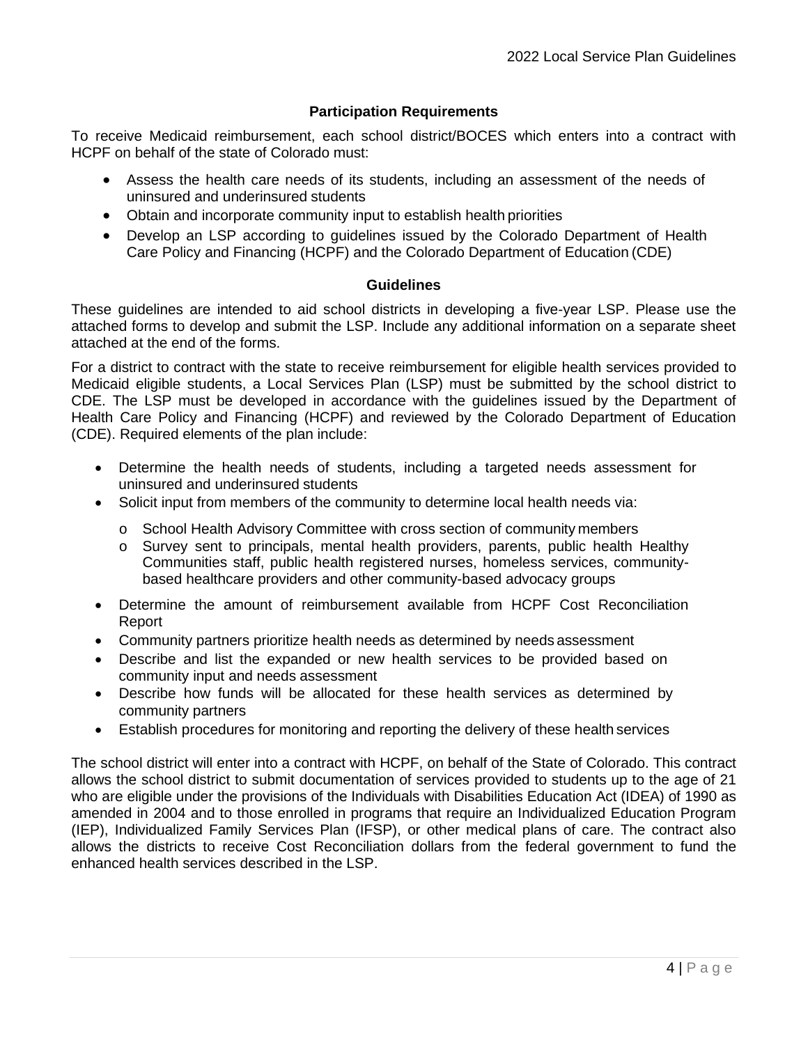## Participation Requirements

To receive Medicaid reimbursement, each school district/BOCES which enters into a contract with HCPF on behalf of the state of Colorado must:

- Assess the health care needs of its students, including an assessment of the needs of uninsured and underinsured students
- Obtain and incorporate community input to establish health priorities
- Develop an LSP according to guidelines issued by the Colorado Department of Health Care Policy and Financing (HCPF) and the Colorado Department of Education (CDE)

## Guidelines

These guidelines are intended to aid school districts in developing a five-year LSP. Please use the attached forms to develop and submit the LSP. Include any additional information on a separate sheet attached at the end of the forms.

For a district to contract with the state to receive reimbursement for eligible health services provided to Medicaid eligible students, a Local Services Plan (LSP) must be submitted by the school district to CDE. The LSP must be developed in accordance with the guidelines issued by the Department of Health Care Policy and Financing (HCPF) and reviewed by the Colorado Department of Education (CDE). Required elements of the plan include:

- Determine the health needs of students, including a targeted needs assessment for uninsured and underinsured students
- Solicit input from members of the community to determine local health needs via:
  - School Health Advisory Committee with cross section of community members
  - Survey sent to principals, mental health providers, parents, public health Healthy Communities staff, public health registered nurses, homeless services, community-based healthcare providers and other community-based advocacy groups
- Determine the amount of reimbursement available from HCPF Cost Reconciliation Report
- Community partners prioritize health needs as determined by needs assessment
- Describe and list the expanded or new health services to be provided based on community input and needs assessment
- Describe how funds will be allocated for these health services as determined by community partners
- Establish procedures for monitoring and reporting the delivery of these health services

The school district will enter into a contract with HCPF, on behalf of the State of Colorado. This contract allows the school district to submit documentation of services provided to students up to the age of 21 who are eligible under the provisions of the Individuals with Disabilities Education Act (IDEA) of 1990 as amended in 2004 and to those enrolled in programs that require an Individualized Education Program (IEP), Individualized Family Services Plan (IFSP), or other medical plans of care. The contract also allows the districts to receive Cost Reconciliation dollars from the federal government to fund the enhanced health services described in the LSP.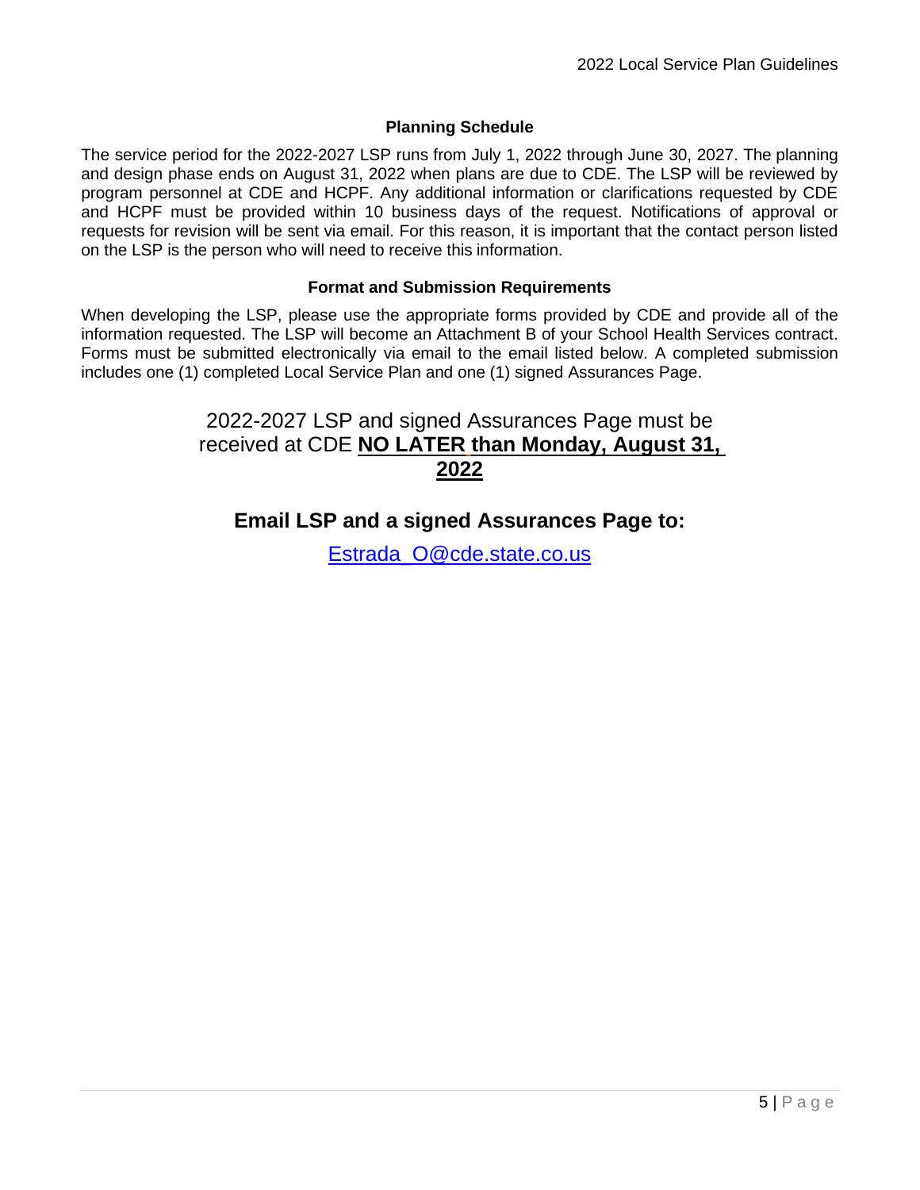### Planning Schedule

The service period for the 2022-2027 LSP runs from July 1, 2022 through June 30, 2027. The planning and design phase ends on August 31, 2022 when plans are due to CDE. The LSP will be reviewed by program personnel at CDE and HCPF. Any additional information or clarifications requested by CDE and HCPF must be provided within 10 business days of the request. Notifications of approval or requests for revision will be sent via email. For this reason, it is important that the contact person listed on the LSP is the person who will need to receive this information.

### Format and Submission Requirements

When developing the LSP, please use the appropriate forms provided by CDE and provide all of the information requested. The LSP will become an Attachment B of your School Health Services contract. Forms must be submitted electronically via email to the email listed below. A completed submission includes one (1) completed Local Service Plan and one (1) signed Assurances Page.

2022-2027 LSP and signed Assurances Page must be received at CDE **NO LATER than Monday, August 31, 2022**

## Email LSP and a signed Assurances Page to:

Estrada_O@cde.state.co.us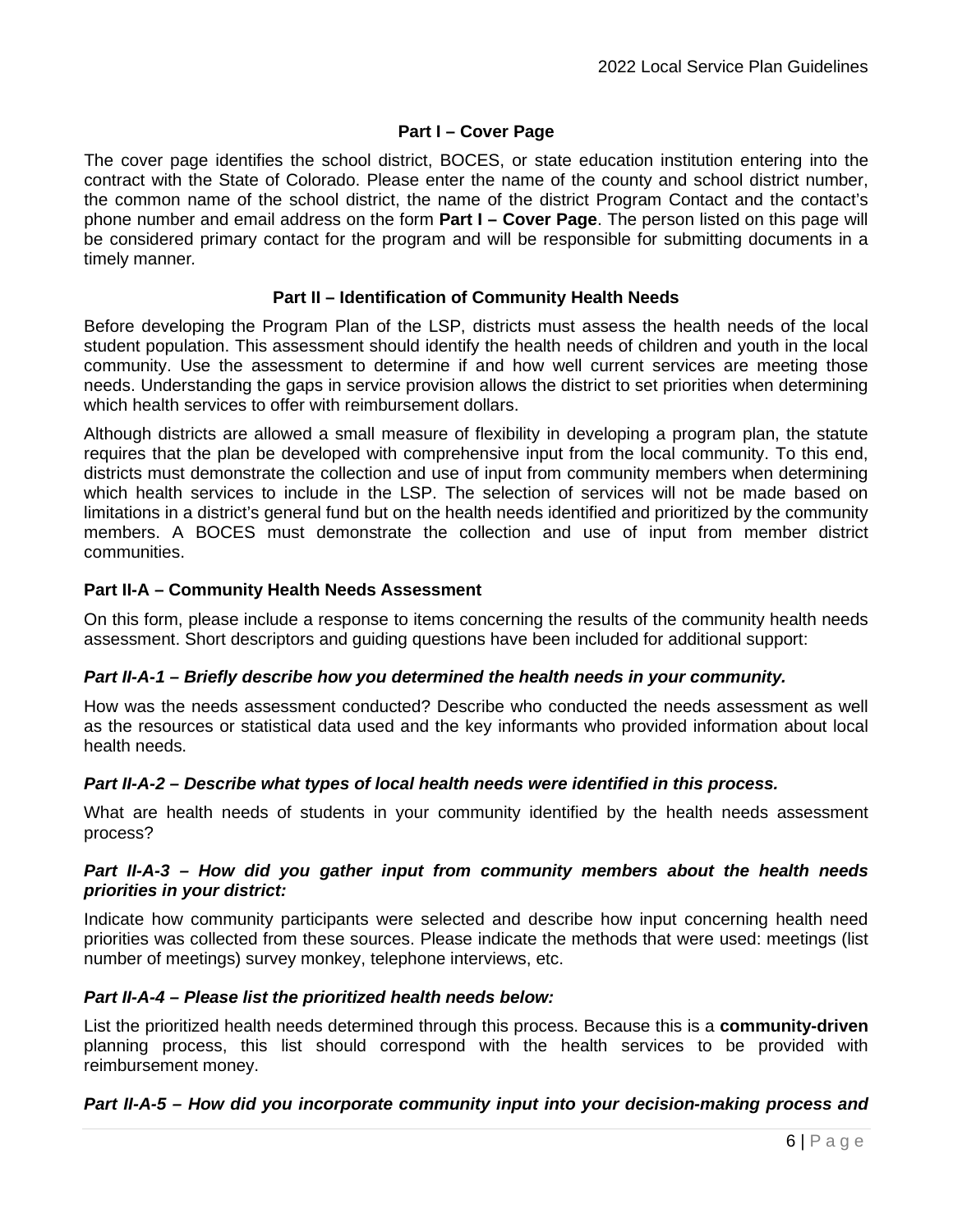## Part I – Cover Page

The cover page identifies the school district, BOCES, or state education institution entering into the contract with the State of Colorado. Please enter the name of the county and school district number, the common name of the school district, the name of the district Program Contact and the contact's phone number and email address on the form **Part I – Cover Page**. The person listed on this page will be considered primary contact for the program and will be responsible for submitting documents in a timely manner.

## Part II – Identification of Community Health Needs

Before developing the Program Plan of the LSP, districts must assess the health needs of the local student population. This assessment should identify the health needs of children and youth in the local community. Use the assessment to determine if and how well current services are meeting those needs. Understanding the gaps in service provision allows the district to set priorities when determining which health services to offer with reimbursement dollars.

Although districts are allowed a small measure of flexibility in developing a program plan, the statute requires that the plan be developed with comprehensive input from the local community. To this end, districts must demonstrate the collection and use of input from community members when determining which health services to include in the LSP. The selection of services will not be made based on limitations in a district's general fund but on the health needs identified and prioritized by the community members. A BOCES must demonstrate the collection and use of input from member district communities.

### Part II-A – Community Health Needs Assessment

On this form, please include a response to items concerning the results of the community health needs assessment. Short descriptors and guiding questions have been included for additional support:

#### *Part II-A-1 – Briefly describe how you determined the health needs in your community.*

How was the needs assessment conducted? Describe who conducted the needs assessment as well as the resources or statistical data used and the key informants who provided information about local health needs.

#### *Part II-A-2 – Describe what types of local health needs were identified in this process.*

What are health needs of students in your community identified by the health needs assessment process?

#### *Part II-A-3 – How did you gather input from community members about the health needs priorities in your district:*

Indicate how community participants were selected and describe how input concerning health need priorities was collected from these sources. Please indicate the methods that were used: meetings (list number of meetings) survey monkey, telephone interviews, etc.

#### *Part II-A-4 – Please list the prioritized health needs below:*

List the prioritized health needs determined through this process. Because this is a **community-driven** planning process, this list should correspond with the health services to be provided with reimbursement money.

#### *Part II-A-5 – How did you incorporate community input into your decision-making process and*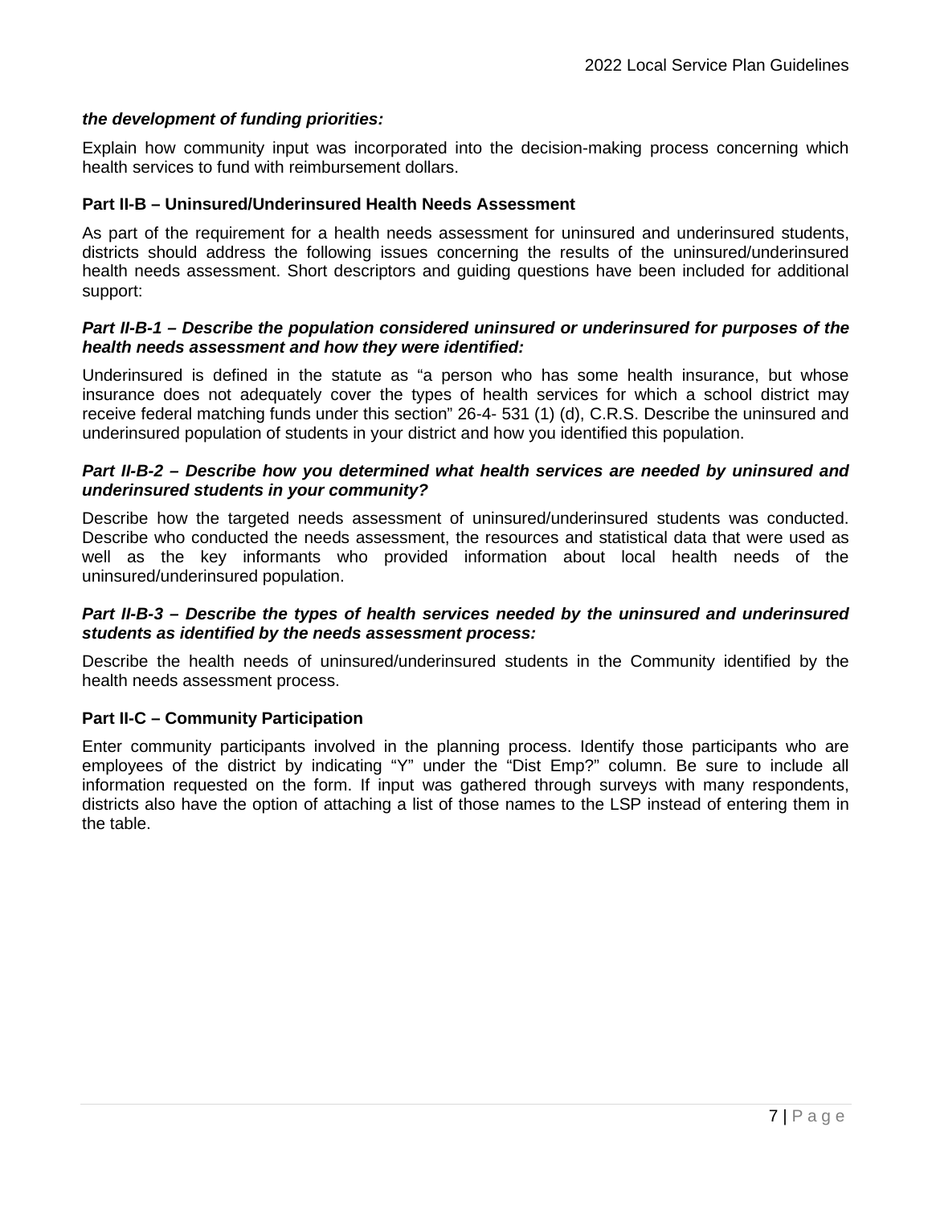***the development of funding priorities:***

Explain how community input was incorporated into the decision-making process concerning which health services to fund with reimbursement dollars.

**Part II-B – Uninsured/Underinsured Health Needs Assessment**

As part of the requirement for a health needs assessment for uninsured and underinsured students, districts should address the following issues concerning the results of the uninsured/underinsured health needs assessment. Short descriptors and guiding questions have been included for additional support:

***Part II-B-1 – Describe the population considered uninsured or underinsured for purposes of the health needs assessment and how they were identified:***

Underinsured is defined in the statute as "a person who has some health insurance, but whose insurance does not adequately cover the types of health services for which a school district may receive federal matching funds under this section" 26-4- 531 (1) (d), C.R.S. Describe the uninsured and underinsured population of students in your district and how you identified this population.

***Part II-B-2 – Describe how you determined what health services are needed by uninsured and underinsured students in your community?***

Describe how the targeted needs assessment of uninsured/underinsured students was conducted. Describe who conducted the needs assessment, the resources and statistical data that were used as well as the key informants who provided information about local health needs of the uninsured/underinsured population.

***Part II-B-3 – Describe the types of health services needed by the uninsured and underinsured students as identified by the needs assessment process:***

Describe the health needs of uninsured/underinsured students in the Community identified by the health needs assessment process.

**Part II-C – Community Participation**

Enter community participants involved in the planning process. Identify those participants who are employees of the district by indicating "Y" under the "Dist Emp?" column. Be sure to include all information requested on the form. If input was gathered through surveys with many respondents, districts also have the option of attaching a list of those names to the LSP instead of entering them in the table.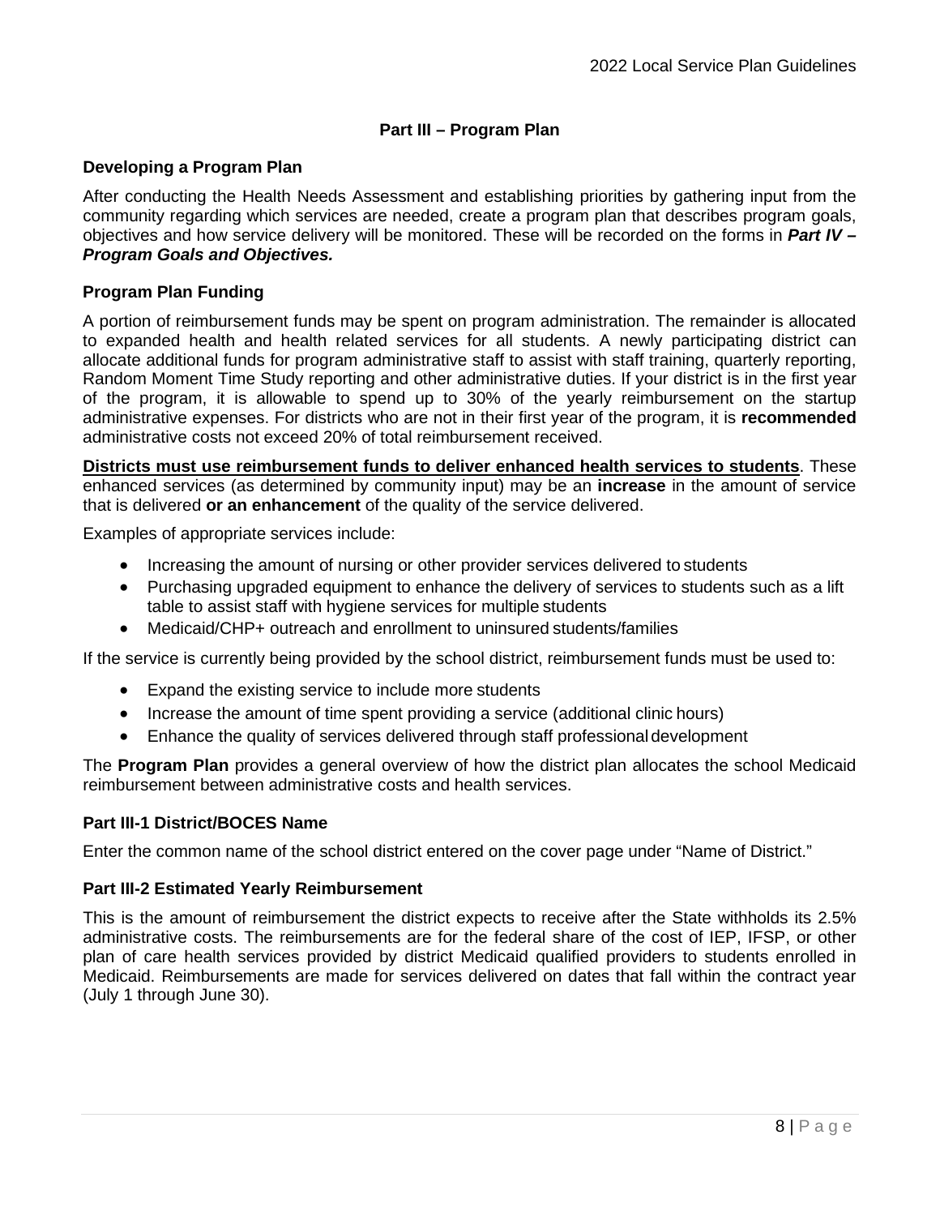## Part III – Program Plan

### Developing a Program Plan

After conducting the Health Needs Assessment and establishing priorities by gathering input from the community regarding which services are needed, create a program plan that describes program goals, objectives and how service delivery will be monitored. These will be recorded on the forms in ***Part IV – Program Goals and Objectives.***

### Program Plan Funding

A portion of reimbursement funds may be spent on program administration. The remainder is allocated to expanded health and health related services for all students. A newly participating district can allocate additional funds for program administrative staff to assist with staff training, quarterly reporting, Random Moment Time Study reporting and other administrative duties. If your district is in the first year of the program, it is allowable to spend up to 30% of the yearly reimbursement on the startup administrative expenses. For districts who are not in their first year of the program, it is **recommended** administrative costs not exceed 20% of total reimbursement received.

<u>**Districts must use reimbursement funds to deliver enhanced health services to students**</u>. These enhanced services (as determined by community input) may be an **increase** in the amount of service that is delivered **or an enhancement** of the quality of the service delivered.

Examples of appropriate services include:

- Increasing the amount of nursing or other provider services delivered to students
- Purchasing upgraded equipment to enhance the delivery of services to students such as a lift table to assist staff with hygiene services for multiple students
- Medicaid/CHP+ outreach and enrollment to uninsured students/families

If the service is currently being provided by the school district, reimbursement funds must be used to:

- Expand the existing service to include more students
- Increase the amount of time spent providing a service (additional clinic hours)
- Enhance the quality of services delivered through staff professional development

The **Program Plan** provides a general overview of how the district plan allocates the school Medicaid reimbursement between administrative costs and health services.

### Part III-1 District/BOCES Name

Enter the common name of the school district entered on the cover page under "Name of District."

### Part III-2 Estimated Yearly Reimbursement

This is the amount of reimbursement the district expects to receive after the State withholds its 2.5% administrative costs. The reimbursements are for the federal share of the cost of IEP, IFSP, or other plan of care health services provided by district Medicaid qualified providers to students enrolled in Medicaid. Reimbursements are made for services delivered on dates that fall within the contract year (July 1 through June 30).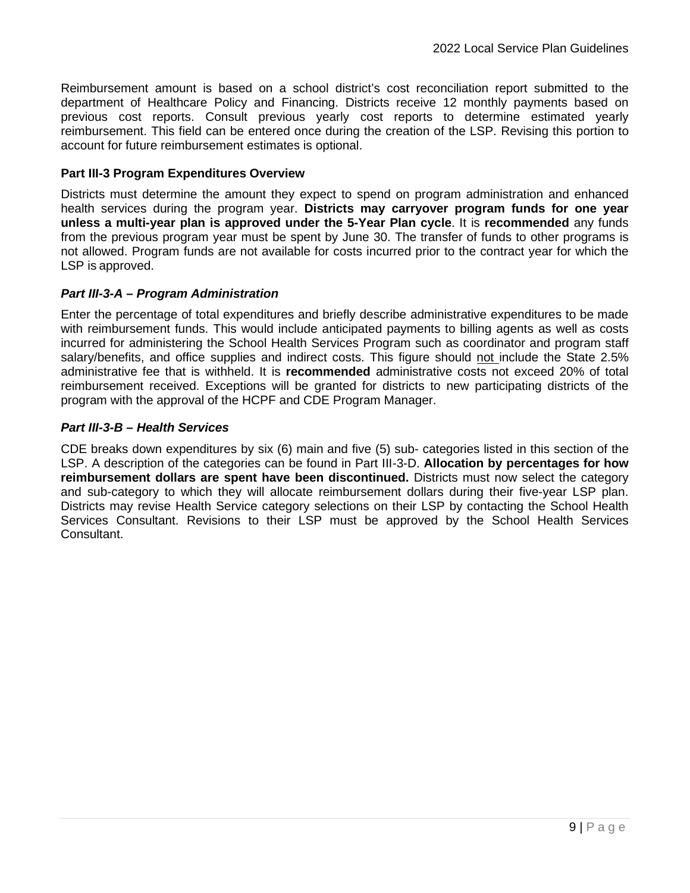Reimbursement amount is based on a school district's cost reconciliation report submitted to the department of Healthcare Policy and Financing. Districts receive 12 monthly payments based on previous cost reports. Consult previous yearly cost reports to determine estimated yearly reimbursement. This field can be entered once during the creation of the LSP. Revising this portion to account for future reimbursement estimates is optional.

### Part III-3 Program Expenditures Overview

Districts must determine the amount they expect to spend on program administration and enhanced health services during the program year. **Districts may carryover program funds for one year unless a multi-year plan is approved under the 5-Year Plan cycle**. It is **recommended** any funds from the previous program year must be spent by June 30. The transfer of funds to other programs is not allowed. Program funds are not available for costs incurred prior to the contract year for which the LSP is approved.

#### *Part III-3-A – Program Administration*

Enter the percentage of total expenditures and briefly describe administrative expenditures to be made with reimbursement funds. This would include anticipated payments to billing agents as well as costs incurred for administering the School Health Services Program such as coordinator and program staff salary/benefits, and office supplies and indirect costs. This figure should not include the State 2.5% administrative fee that is withheld. It is **recommended** administrative costs not exceed 20% of total reimbursement received. Exceptions will be granted for districts to new participating districts of the program with the approval of the HCPF and CDE Program Manager.

#### *Part III-3-B – Health Services*

CDE breaks down expenditures by six (6) main and five (5) sub- categories listed in this section of the LSP. A description of the categories can be found in Part III-3-D. **Allocation by percentages for how reimbursement dollars are spent have been discontinued.** Districts must now select the category and sub-category to which they will allocate reimbursement dollars during their five-year LSP plan. Districts may revise Health Service category selections on their LSP by contacting the School Health Services Consultant. Revisions to their LSP must be approved by the School Health Services Consultant.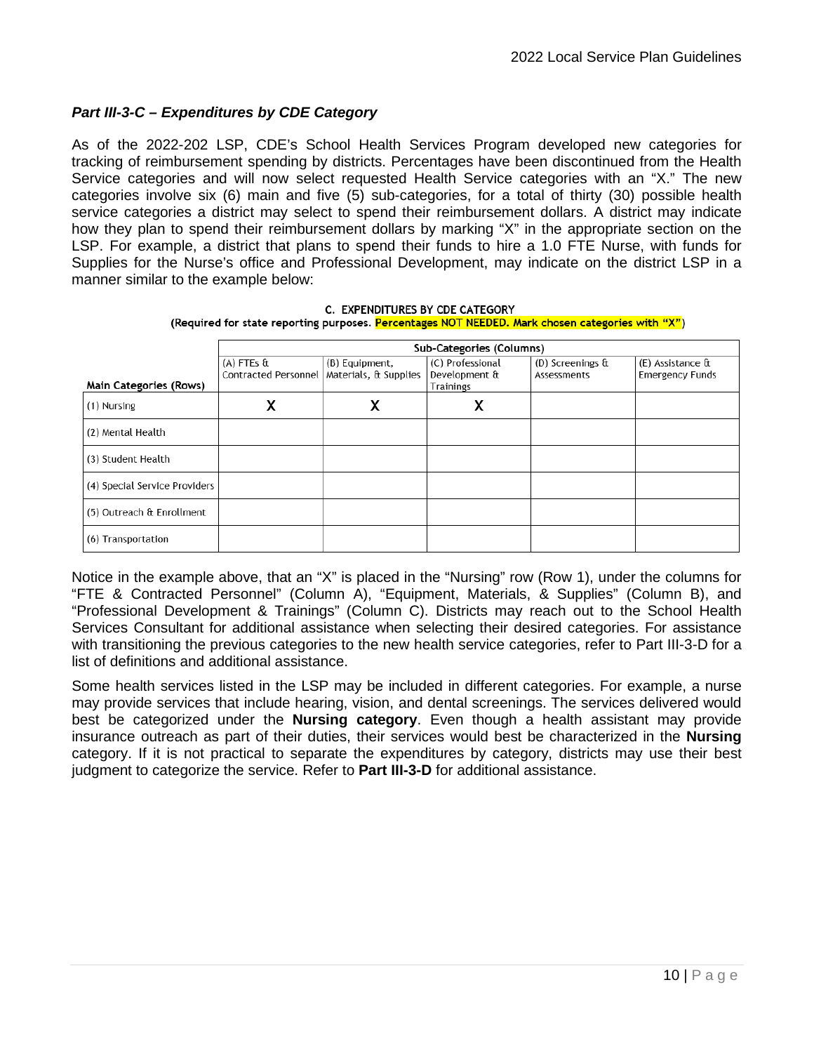### *Part III-3-C – Expenditures by CDE Category*

As of the 2022-202 LSP, CDE's School Health Services Program developed new categories for tracking of reimbursement spending by districts. Percentages have been discontinued from the Health Service categories and will now select requested Health Service categories with an "X." The new categories involve six (6) main and five (5) sub-categories, for a total of thirty (30) possible health service categories a district may select to spend their reimbursement dollars. A district may indicate how they plan to spend their reimbursement dollars by marking "X" in the appropriate section on the LSP. For example, a district that plans to spend their funds to hire a 1.0 FTE Nurse, with funds for Supplies for the Nurse's office and Professional Development, may indicate on the district LSP in a manner similar to the example below:

**C. EXPENDITURES BY CDE CATEGORY**
**(Required for state reporting purposes. Percentages NOT NEEDED. Mark chosen categories with "X")**

| | Sub-Categories (Columns) | | | | |
|---|---|---|---|---|---|
| Main Categories (Rows) | (A) FTEs & Contracted Personnel | (B) Equipment, Materials, & Supplies | (C) Professional Development & Trainings | (D) Screenings & Assessments | (E) Assistance & Emergency Funds |
| (1) Nursing | X | X | X | | |
| (2) Mental Health | | | | | |
| (3) Student Health | | | | | |
| (4) Special Service Providers | | | | | |
| (5) Outreach & Enrollment | | | | | |
| (6) Transportation | | | | | |

Notice in the example above, that an "X" is placed in the "Nursing" row (Row 1), under the columns for "FTE & Contracted Personnel" (Column A), "Equipment, Materials, & Supplies" (Column B), and "Professional Development & Trainings" (Column C). Districts may reach out to the School Health Services Consultant for additional assistance when selecting their desired categories. For assistance with transitioning the previous categories to the new health service categories, refer to Part III-3-D for a list of definitions and additional assistance.

Some health services listed in the LSP may be included in different categories. For example, a nurse may provide services that include hearing, vision, and dental screenings. The services delivered would best be categorized under the **Nursing category**. Even though a health assistant may provide insurance outreach as part of their duties, their services would best be characterized in the **Nursing** category. If it is not practical to separate the expenditures by category, districts may use their best judgment to categorize the service. Refer to **Part III-3-D** for additional assistance.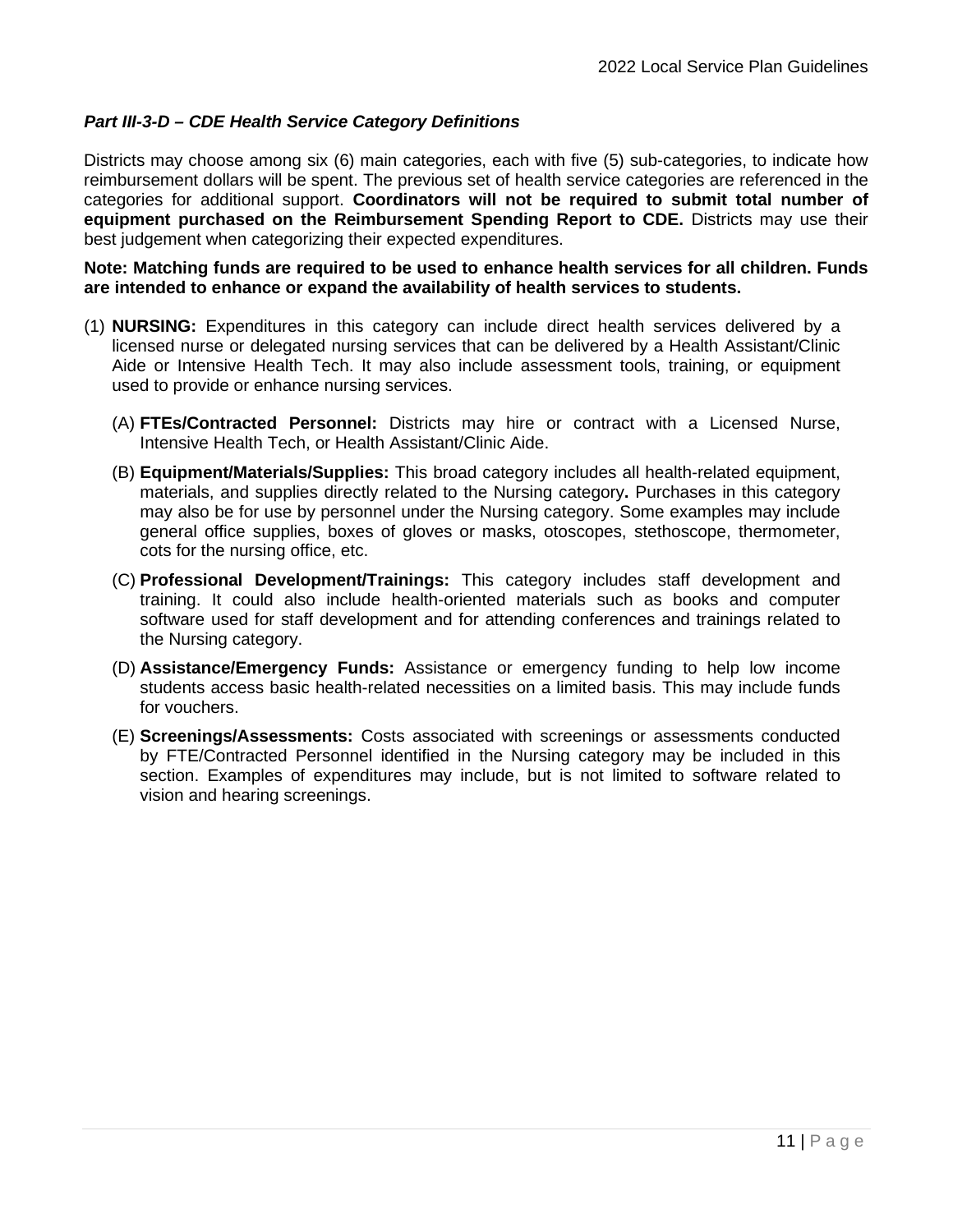### *Part III-3-D – CDE Health Service Category Definitions*

Districts may choose among six (6) main categories, each with five (5) sub-categories, to indicate how reimbursement dollars will be spent. The previous set of health service categories are referenced in the categories for additional support. **Coordinators will not be required to submit total number of equipment purchased on the Reimbursement Spending Report to CDE.** Districts may use their best judgement when categorizing their expected expenditures.

**Note: Matching funds are required to be used to enhance health services for all children. Funds are intended to enhance or expand the availability of health services to students.**

(1) **NURSING:** Expenditures in this category can include direct health services delivered by a licensed nurse or delegated nursing services that can be delivered by a Health Assistant/Clinic Aide or Intensive Health Tech. It may also include assessment tools, training, or equipment used to provide or enhance nursing services.

   (A) **FTEs/Contracted Personnel:** Districts may hire or contract with a Licensed Nurse, Intensive Health Tech, or Health Assistant/Clinic Aide.

   (B) **Equipment/Materials/Supplies:** This broad category includes all health-related equipment, materials, and supplies directly related to the Nursing category**.** Purchases in this category may also be for use by personnel under the Nursing category. Some examples may include general office supplies, boxes of gloves or masks, otoscopes, stethoscope, thermometer, cots for the nursing office, etc.

   (C) **Professional Development/Trainings:** This category includes staff development and training. It could also include health-oriented materials such as books and computer software used for staff development and for attending conferences and trainings related to the Nursing category.

   (D) **Assistance/Emergency Funds:** Assistance or emergency funding to help low income students access basic health-related necessities on a limited basis. This may include funds for vouchers.

   (E) **Screenings/Assessments:** Costs associated with screenings or assessments conducted by FTE/Contracted Personnel identified in the Nursing category may be included in this section. Examples of expenditures may include, but is not limited to software related to vision and hearing screenings.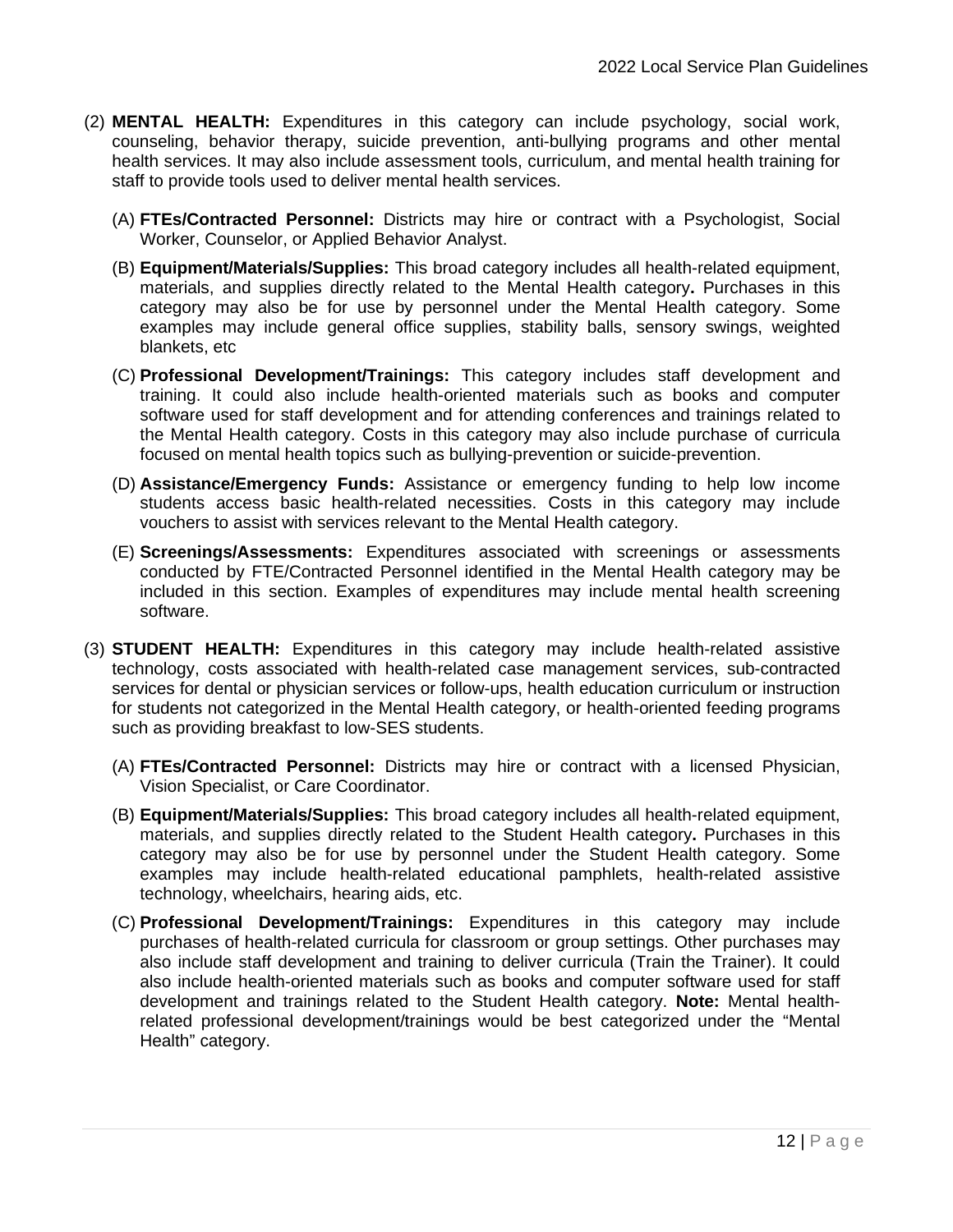(2) **MENTAL HEALTH:** Expenditures in this category can include psychology, social work, counseling, behavior therapy, suicide prevention, anti-bullying programs and other mental health services. It may also include assessment tools, curriculum, and mental health training for staff to provide tools used to deliver mental health services.

   (A) **FTEs/Contracted Personnel:** Districts may hire or contract with a Psychologist, Social Worker, Counselor, or Applied Behavior Analyst.

   (B) **Equipment/Materials/Supplies:** This broad category includes all health-related equipment, materials, and supplies directly related to the Mental Health category**.** Purchases in this category may also be for use by personnel under the Mental Health category. Some examples may include general office supplies, stability balls, sensory swings, weighted blankets, etc

   (C) **Professional Development/Trainings:** This category includes staff development and training. It could also include health-oriented materials such as books and computer software used for staff development and for attending conferences and trainings related to the Mental Health category. Costs in this category may also include purchase of curricula focused on mental health topics such as bullying-prevention or suicide-prevention.

   (D) **Assistance/Emergency Funds:** Assistance or emergency funding to help low income students access basic health-related necessities. Costs in this category may include vouchers to assist with services relevant to the Mental Health category.

   (E) **Screenings/Assessments:** Expenditures associated with screenings or assessments conducted by FTE/Contracted Personnel identified in the Mental Health category may be included in this section. Examples of expenditures may include mental health screening software.

(3) **STUDENT HEALTH:** Expenditures in this category may include health-related assistive technology, costs associated with health-related case management services, sub-contracted services for dental or physician services or follow-ups, health education curriculum or instruction for students not categorized in the Mental Health category, or health-oriented feeding programs such as providing breakfast to low-SES students.

   (A) **FTEs/Contracted Personnel:** Districts may hire or contract with a licensed Physician, Vision Specialist, or Care Coordinator.

   (B) **Equipment/Materials/Supplies:** This broad category includes all health-related equipment, materials, and supplies directly related to the Student Health category**.** Purchases in this category may also be for use by personnel under the Student Health category. Some examples may include health-related educational pamphlets, health-related assistive technology, wheelchairs, hearing aids, etc.

   (C) **Professional Development/Trainings:** Expenditures in this category may include purchases of health-related curricula for classroom or group settings. Other purchases may also include staff development and training to deliver curricula (Train the Trainer). It could also include health-oriented materials such as books and computer software used for staff development and trainings related to the Student Health category. **Note:** Mental health-related professional development/trainings would be best categorized under the "Mental Health" category.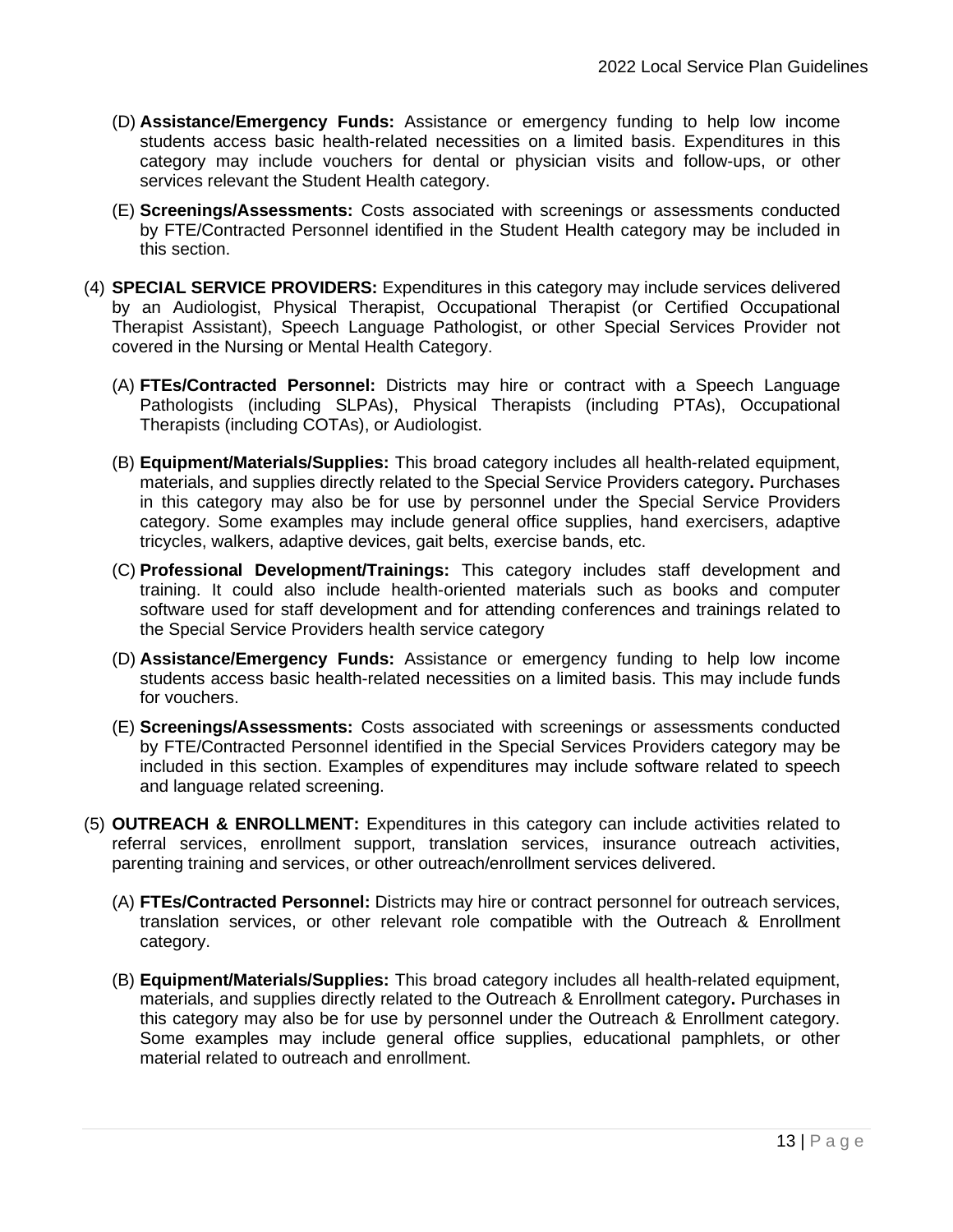(D) **Assistance/Emergency Funds:** Assistance or emergency funding to help low income students access basic health-related necessities on a limited basis. Expenditures in this category may include vouchers for dental or physician visits and follow-ups, or other services relevant the Student Health category.

(E) **Screenings/Assessments:** Costs associated with screenings or assessments conducted by FTE/Contracted Personnel identified in the Student Health category may be included in this section.

(4) **SPECIAL SERVICE PROVIDERS:** Expenditures in this category may include services delivered by an Audiologist, Physical Therapist, Occupational Therapist (or Certified Occupational Therapist Assistant), Speech Language Pathologist, or other Special Services Provider not covered in the Nursing or Mental Health Category.

(A) **FTEs/Contracted Personnel:** Districts may hire or contract with a Speech Language Pathologists (including SLPAs), Physical Therapists (including PTAs), Occupational Therapists (including COTAs), or Audiologist.

(B) **Equipment/Materials/Supplies:** This broad category includes all health-related equipment, materials, and supplies directly related to the Special Service Providers category**.** Purchases in this category may also be for use by personnel under the Special Service Providers category. Some examples may include general office supplies, hand exercisers, adaptive tricycles, walkers, adaptive devices, gait belts, exercise bands, etc.

(C) **Professional Development/Trainings:** This category includes staff development and training. It could also include health-oriented materials such as books and computer software used for staff development and for attending conferences and trainings related to the Special Service Providers health service category

(D) **Assistance/Emergency Funds:** Assistance or emergency funding to help low income students access basic health-related necessities on a limited basis. This may include funds for vouchers.

(E) **Screenings/Assessments:** Costs associated with screenings or assessments conducted by FTE/Contracted Personnel identified in the Special Services Providers category may be included in this section. Examples of expenditures may include software related to speech and language related screening.

(5) **OUTREACH & ENROLLMENT:** Expenditures in this category can include activities related to referral services, enrollment support, translation services, insurance outreach activities, parenting training and services, or other outreach/enrollment services delivered.

(A) **FTEs/Contracted Personnel:** Districts may hire or contract personnel for outreach services, translation services, or other relevant role compatible with the Outreach & Enrollment category.

(B) **Equipment/Materials/Supplies:** This broad category includes all health-related equipment, materials, and supplies directly related to the Outreach & Enrollment category**.** Purchases in this category may also be for use by personnel under the Outreach & Enrollment category. Some examples may include general office supplies, educational pamphlets, or other material related to outreach and enrollment.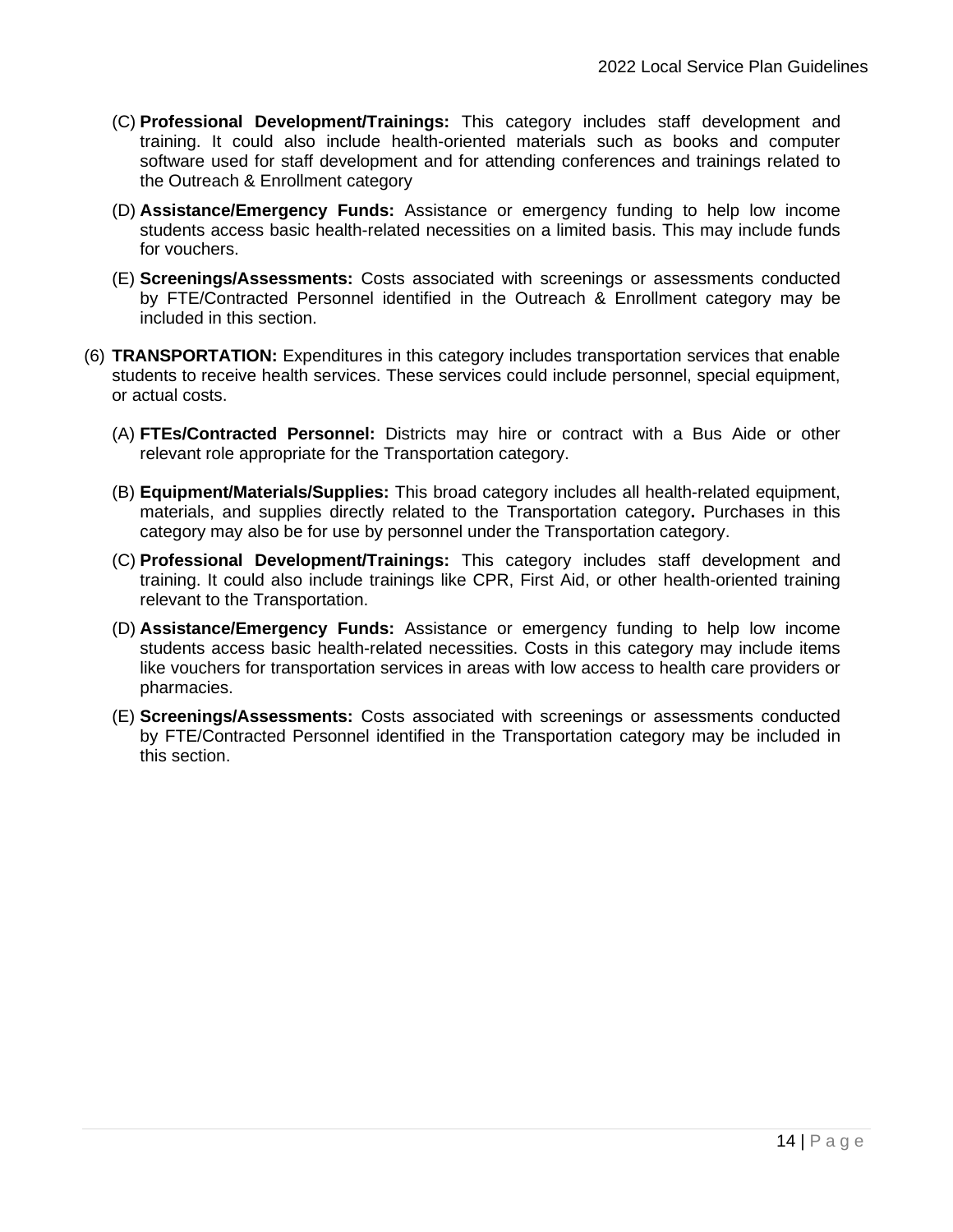(C) **Professional Development/Trainings:** This category includes staff development and training. It could also include health-oriented materials such as books and computer software used for staff development and for attending conferences and trainings related to the Outreach & Enrollment category

(D) **Assistance/Emergency Funds:** Assistance or emergency funding to help low income students access basic health-related necessities on a limited basis. This may include funds for vouchers.

(E) **Screenings/Assessments:** Costs associated with screenings or assessments conducted by FTE/Contracted Personnel identified in the Outreach & Enrollment category may be included in this section.

(6) **TRANSPORTATION:** Expenditures in this category includes transportation services that enable students to receive health services. These services could include personnel, special equipment, or actual costs.

(A) **FTEs/Contracted Personnel:** Districts may hire or contract with a Bus Aide or other relevant role appropriate for the Transportation category.

(B) **Equipment/Materials/Supplies:** This broad category includes all health-related equipment, materials, and supplies directly related to the Transportation category**.** Purchases in this category may also be for use by personnel under the Transportation category.

(C) **Professional Development/Trainings:** This category includes staff development and training. It could also include trainings like CPR, First Aid, or other health-oriented training relevant to the Transportation.

(D) **Assistance/Emergency Funds:** Assistance or emergency funding to help low income students access basic health-related necessities. Costs in this category may include items like vouchers for transportation services in areas with low access to health care providers or pharmacies.

(E) **Screenings/Assessments:** Costs associated with screenings or assessments conducted by FTE/Contracted Personnel identified in the Transportation category may be included in this section.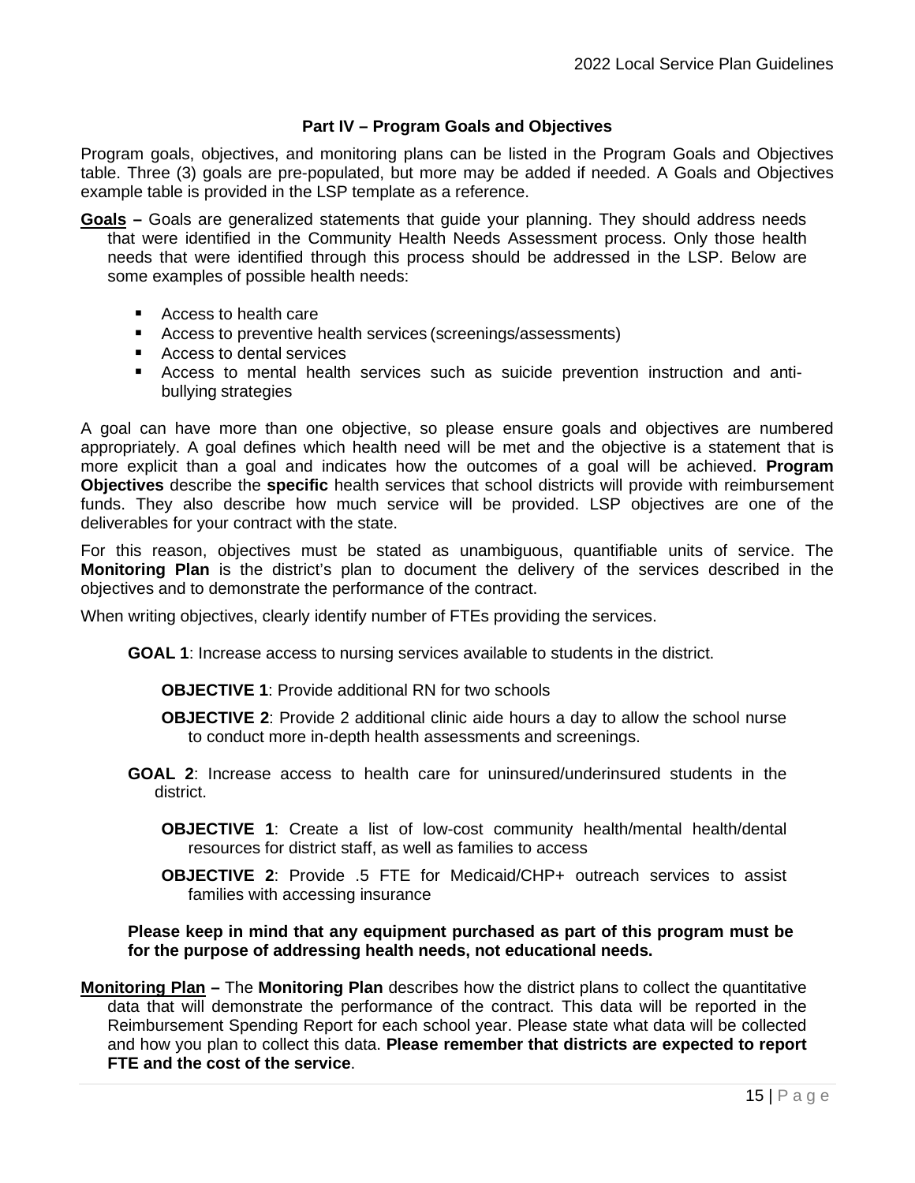## Part IV – Program Goals and Objectives

Program goals, objectives, and monitoring plans can be listed in the Program Goals and Objectives table. Three (3) goals are pre-populated, but more may be added if needed. A Goals and Objectives example table is provided in the LSP template as a reference.

**Goals –** Goals are generalized statements that guide your planning. They should address needs that were identified in the Community Health Needs Assessment process. Only those health needs that were identified through this process should be addressed in the LSP. Below are some examples of possible health needs:

- Access to health care
- Access to preventive health services (screenings/assessments)
- Access to dental services
- Access to mental health services such as suicide prevention instruction and anti-bullying strategies

A goal can have more than one objective, so please ensure goals and objectives are numbered appropriately. A goal defines which health need will be met and the objective is a statement that is more explicit than a goal and indicates how the outcomes of a goal will be achieved. **Program Objectives** describe the **specific** health services that school districts will provide with reimbursement funds. They also describe how much service will be provided. LSP objectives are one of the deliverables for your contract with the state.

For this reason, objectives must be stated as unambiguous, quantifiable units of service. The **Monitoring Plan** is the district's plan to document the delivery of the services described in the objectives and to demonstrate the performance of the contract.

When writing objectives, clearly identify number of FTEs providing the services.

**GOAL 1**: Increase access to nursing services available to students in the district.

**OBJECTIVE 1**: Provide additional RN for two schools

**OBJECTIVE 2**: Provide 2 additional clinic aide hours a day to allow the school nurse to conduct more in-depth health assessments and screenings.

**GOAL 2**: Increase access to health care for uninsured/underinsured students in the district.

**OBJECTIVE 1**: Create a list of low-cost community health/mental health/dental resources for district staff, as well as families to access

**OBJECTIVE 2**: Provide .5 FTE for Medicaid/CHP+ outreach services to assist families with accessing insurance

**Please keep in mind that any equipment purchased as part of this program must be for the purpose of addressing health needs, not educational needs.**

**Monitoring Plan –** The **Monitoring Plan** describes how the district plans to collect the quantitative data that will demonstrate the performance of the contract. This data will be reported in the Reimbursement Spending Report for each school year. Please state what data will be collected and how you plan to collect this data. **Please remember that districts are expected to report FTE and the cost of the service**.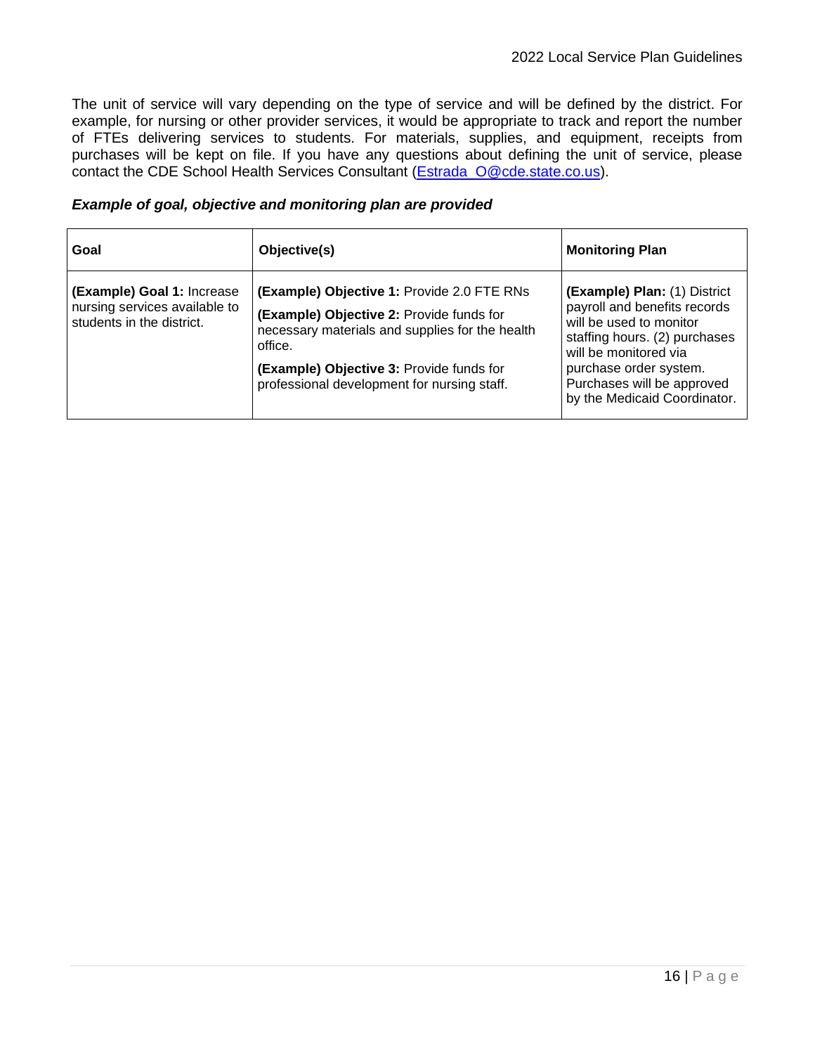The unit of service will vary depending on the type of service and will be defined by the district. For example, for nursing or other provider services, it would be appropriate to track and report the number of FTEs delivering services to students. For materials, supplies, and equipment, receipts from purchases will be kept on file. If you have any questions about defining the unit of service, please contact the CDE School Health Services Consultant (Estrada_O@cde.state.co.us).

***Example of goal, objective and monitoring plan are provided***

| Goal | Objective(s) | Monitoring Plan |
|---|---|---|
| **(Example) Goal 1:** Increase nursing services available to students in the district. | **(Example) Objective 1:** Provide 2.0 FTE RNs<br>**(Example) Objective 2:** Provide funds for necessary materials and supplies for the health office.<br>**(Example) Objective 3:** Provide funds for professional development for nursing staff. | **(Example) Plan:** (1) District payroll and benefits records will be used to monitor staffing hours. (2) purchases will be monitored via purchase order system. Purchases will be approved by the Medicaid Coordinator. |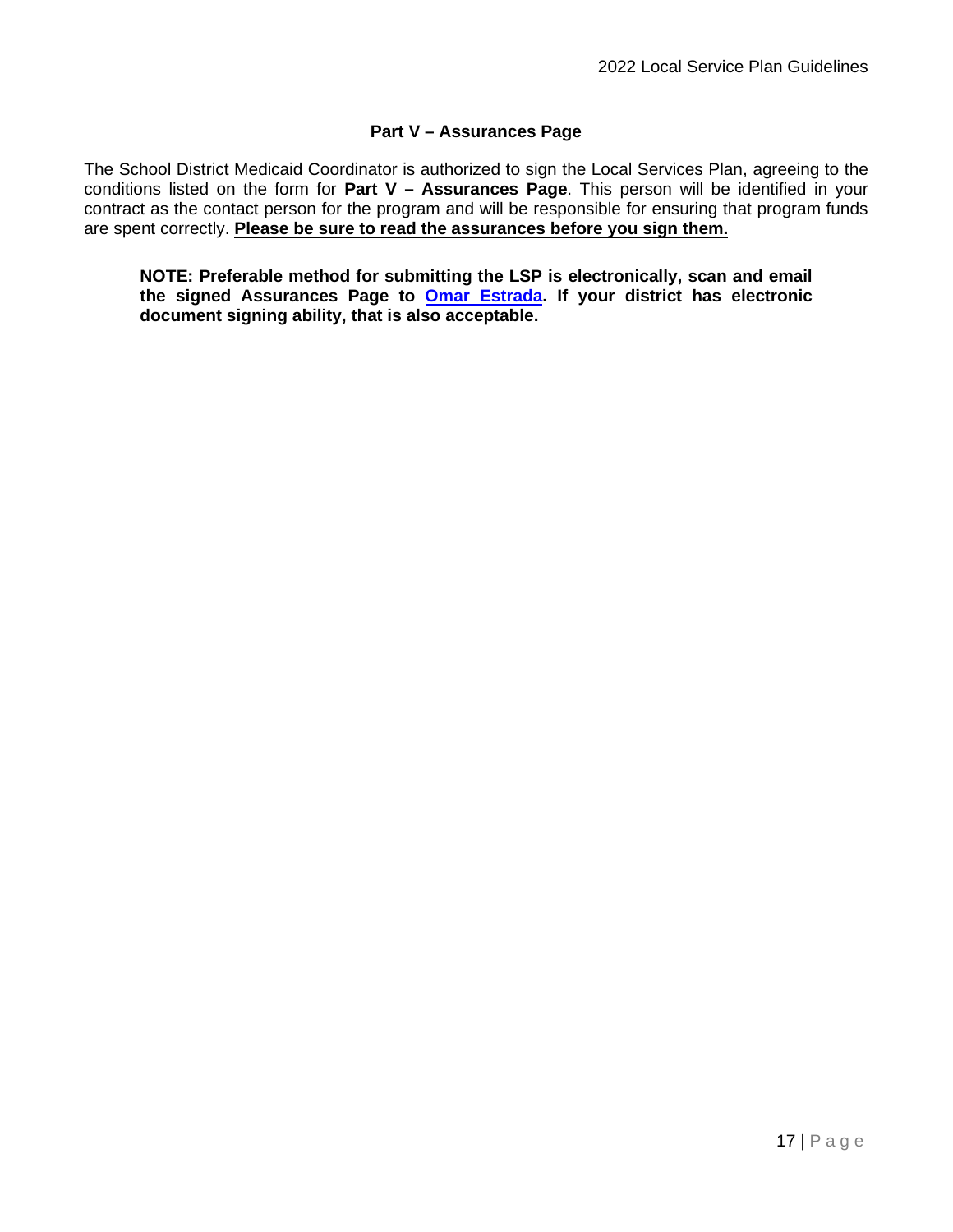## Part V – Assurances Page

The School District Medicaid Coordinator is authorized to sign the Local Services Plan, agreeing to the conditions listed on the form for **Part V – Assurances Page**. This person will be identified in your contract as the contact person for the program and will be responsible for ensuring that program funds are spent correctly. **Please be sure to read the assurances before you sign them.**

> **NOTE: Preferable method for submitting the LSP is electronically, scan and email the signed Assurances Page to Omar Estrada. If your district has electronic document signing ability, that is also acceptable.**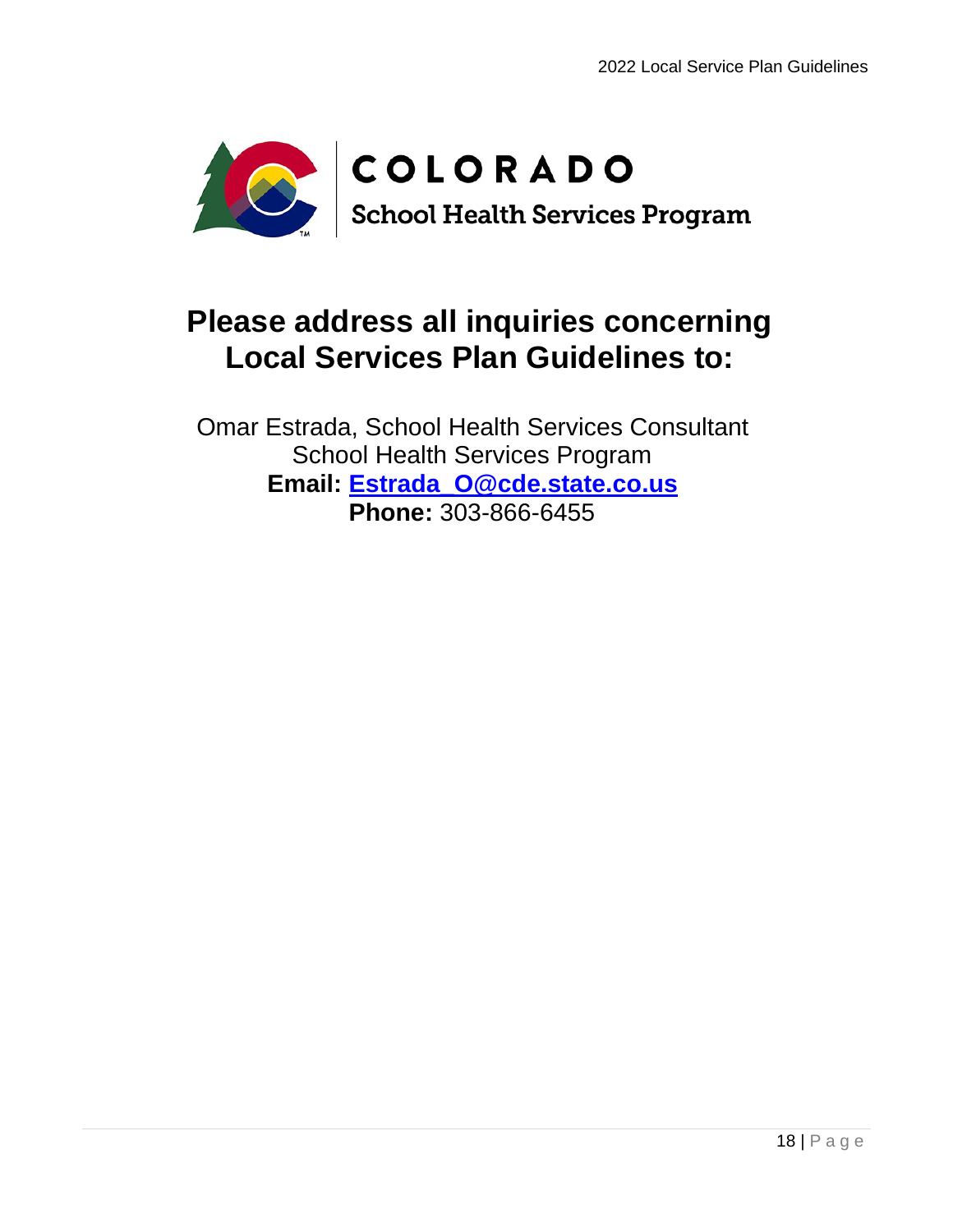COLORADO

School Health Services Program

# Please address all inquiries concerning Local Services Plan Guidelines to:

Omar Estrada, School Health Services Consultant
School Health Services Program
**Email: Estrada_O@cde.state.co.us**
**Phone:** 303-866-6455